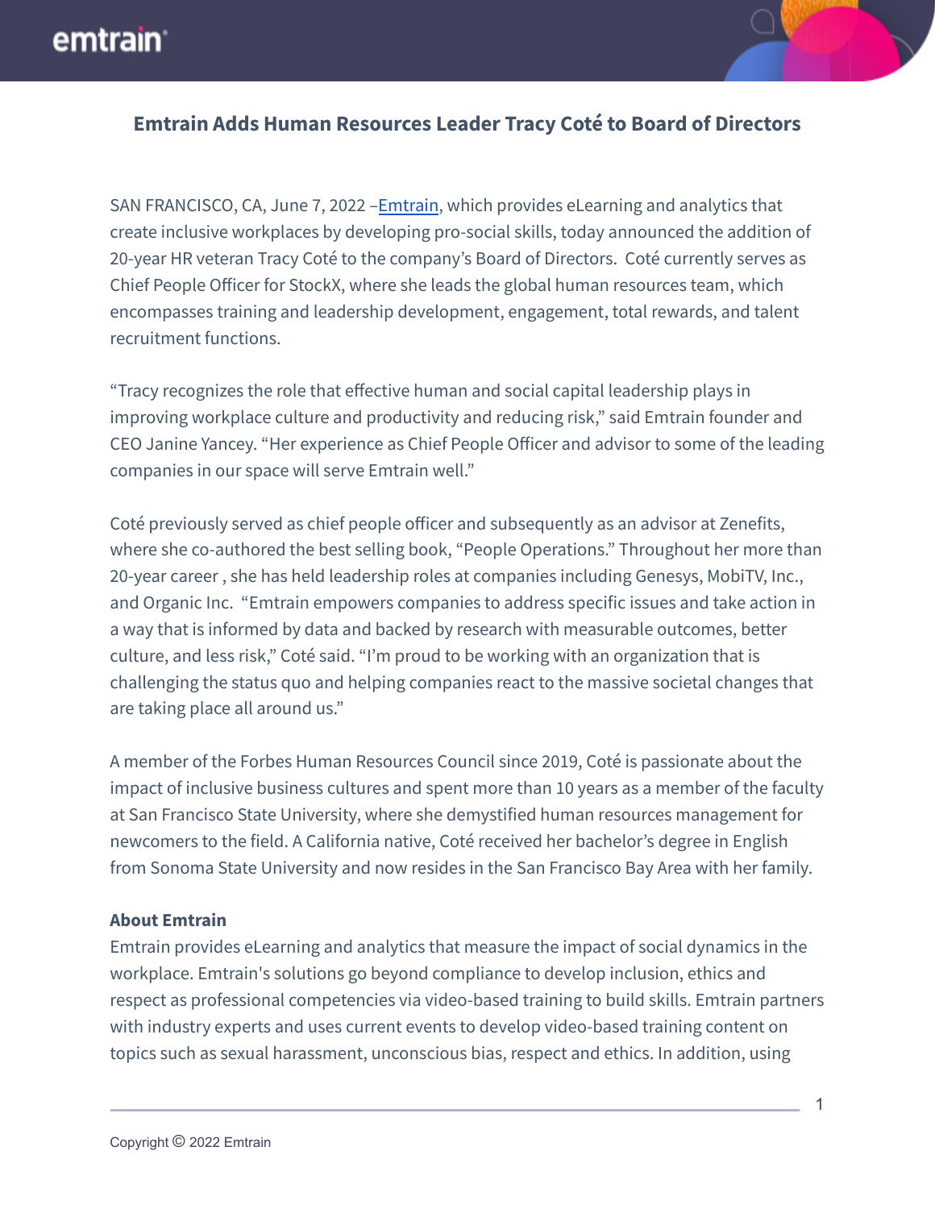# Emtrain Adds Human Resources Leader Tracy Coté to Board of Directors

SAN FRANCISCO, CA, June 7, 2022 –[Emtrain](#), which provides eLearning and analytics that create inclusive workplaces by developing pro-social skills, today announced the addition of 20-year HR veteran Tracy Coté to the company's Board of Directors. Coté currently serves as Chief People Officer for StockX, where she leads the global human resources team, which encompasses training and leadership development, engagement, total rewards, and talent recruitment functions.

"Tracy recognizes the role that effective human and social capital leadership plays in improving workplace culture and productivity and reducing risk," said Emtrain founder and CEO Janine Yancey. "Her experience as Chief People Officer and advisor to some of the leading companies in our space will serve Emtrain well."

Coté previously served as chief people officer and subsequently as an advisor at Zenefits, where she co-authored the best selling book, "People Operations." Throughout her more than 20-year career , she has held leadership roles at companies including Genesys, MobiTV, Inc., and Organic Inc. "Emtrain empowers companies to address specific issues and take action in a way that is informed by data and backed by research with measurable outcomes, better culture, and less risk," Coté said. "I'm proud to be working with an organization that is challenging the status quo and helping companies react to the massive societal changes that are taking place all around us."

A member of the Forbes Human Resources Council since 2019, Coté is passionate about the impact of inclusive business cultures and spent more than 10 years as a member of the faculty at San Francisco State University, where she demystified human resources management for newcomers to the field. A California native, Coté received her bachelor's degree in English from Sonoma State University and now resides in the San Francisco Bay Area with her family.

**About Emtrain**

Emtrain provides eLearning and analytics that measure the impact of social dynamics in the workplace. Emtrain's solutions go beyond compliance to develop inclusion, ethics and respect as professional competencies via video-based training to build skills. Emtrain partners with industry experts and uses current events to develop video-based training content on topics such as sexual harassment, unconscious bias, respect and ethics. In addition, using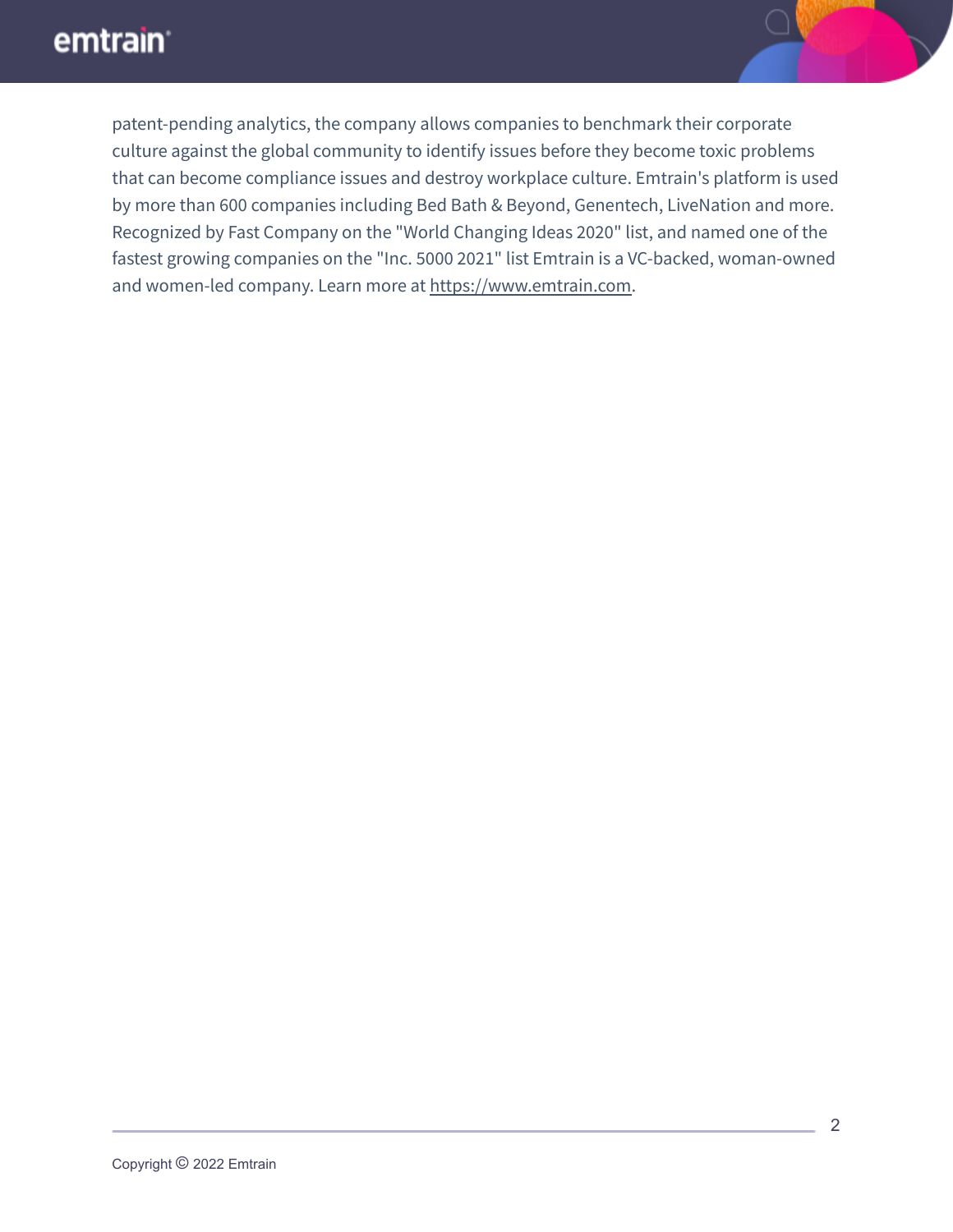patent-pending analytics, the company allows companies to benchmark their corporate culture against the global community to identify issues before they become toxic problems that can become compliance issues and destroy workplace culture. Emtrain's platform is used by more than 600 companies including Bed Bath & Beyond, Genentech, LiveNation and more. Recognized by Fast Company on the "World Changing Ideas 2020" list, and named one of the fastest growing companies on the "Inc. 5000 2021" list Emtrain is a VC-backed, woman-owned and women-led company. Learn more at https://www.emtrain.com.